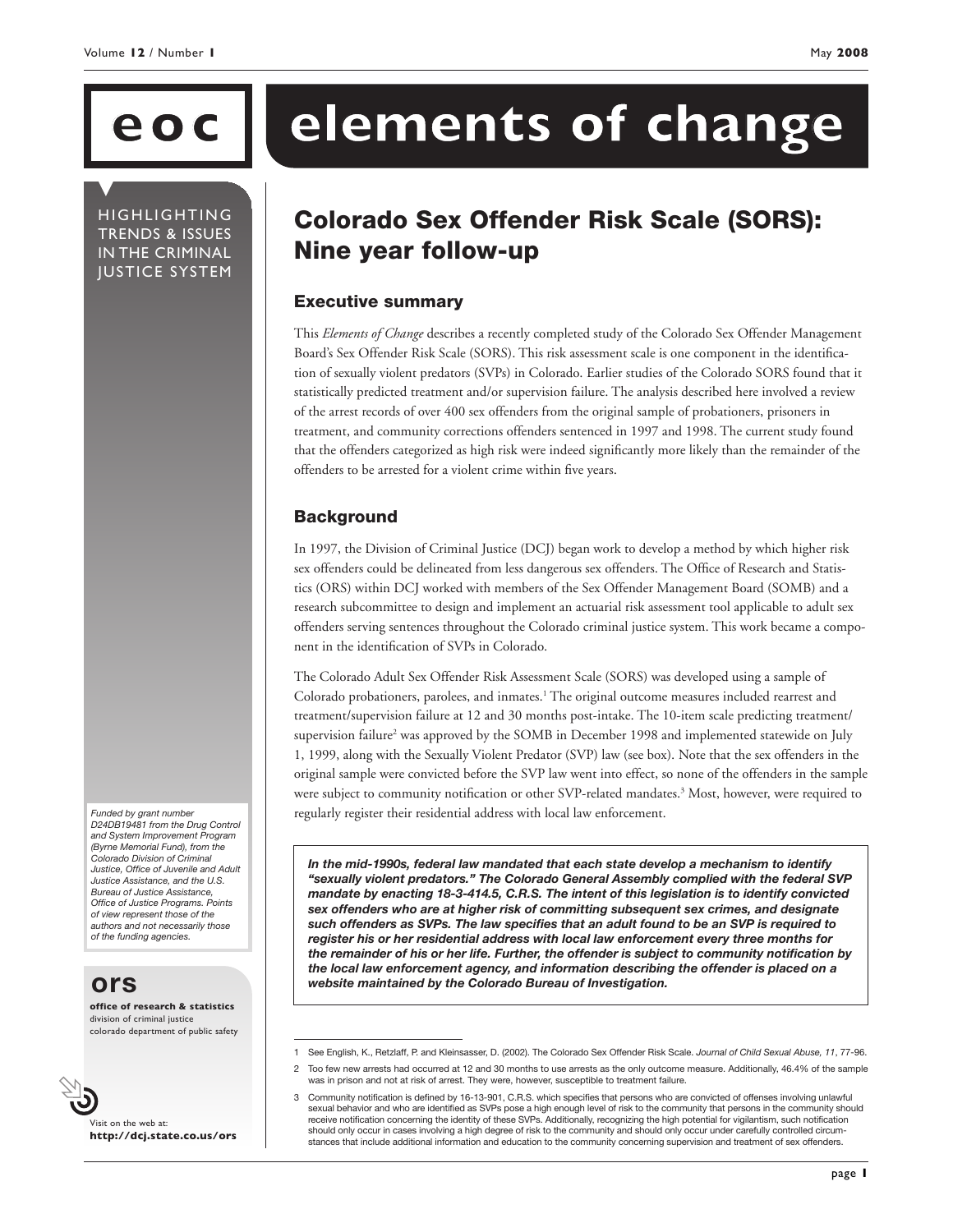# elements of change

HIGHLIGHTING TRENDS & ISSUES IN THE CRIMINAL JUSTICE SYSTEM

## Colorado Sex Offender Risk Scale (SORS): Nine year follow-up

### Executive summary

This *Elements of Change* describes a recently completed study of the Colorado Sex Offender Management Board's Sex Offender Risk Scale (SORS). This risk assessment scale is one component in the identification of sexually violent predators (SVPs) in Colorado. Earlier studies of the Colorado SORS found that it statistically predicted treatment and/or supervision failure. The analysis described here involved a review of the arrest records of over 400 sex offenders from the original sample of probationers, prisoners in treatment, and community corrections offenders sentenced in 1997 and 1998. The current study found that the offenders categorized as high risk were indeed significantly more likely than the remainder of the offenders to be arrested for a violent crime within five years.

### Background

In 1997, the Division of Criminal Justice (DCJ) began work to develop a method by which higher risk sex offenders could be delineated from less dangerous sex offenders. The Office of Research and Statistics (ORS) within DCJ worked with members of the Sex Offender Management Board (SOMB) and a research subcommittee to design and implement an actuarial risk assessment tool applicable to adult sex offenders serving sentences throughout the Colorado criminal justice system. This work became a component in the identification of SVPs in Colorado.

The Colorado Adult Sex Offender Risk Assessment Scale (SORS) was developed using a sample of Colorado probationers, parolees, and inmates.[1] The original outcome measures included rearrest and treatment/supervision failure at 12 and 30 months post-intake. The 10-item scale predicting treatment/supervision failure[2] was approved by the SOMB in December 1998 and implemented statewide on July 1, 1999, along with the Sexually Violent Predator (SVP) law (see box). Note that the sex offenders in the original sample were convicted before the SVP law went into effect, so none of the offenders in the sample were subject to community notification or other SVP-related mandates.[3] Most, however, were required to regularly register their residential address with local law enforcement.

> ***In the mid-1990s, federal law mandated that each state develop a mechanism to identify "sexually violent predators." The Colorado General Assembly complied with the federal SVP mandate by enacting 18-3-414.5, C.R.S. The intent of this legislation is to identify convicted sex offenders who are at higher risk of committing subsequent sex crimes, and designate such offenders as SVPs. The law specifies that an adult found to be an SVP is required to register his or her residential address with local law enforcement every three months for the remainder of his or her life. Further, the offender is subject to community notification by the local law enforcement agency, and information describing the offender is placed on a website maintained by the Colorado Bureau of Investigation.***

*Funded by grant number D24DB19481 from the Drug Control and System Improvement Program (Byrne Memorial Fund), from the Colorado Division of Criminal Justice, Office of Juvenile and Adult Justice Assistance, and the U.S. Bureau of Justice Assistance, Office of Justice Programs. Points of view represent those of the authors and not necessarily those of the funding agencies.*

**ors**
**office of research & statistics**
division of criminal justice
colorado department of public safety

Visit on the web at:
**http://dcj.state.co.us/ors**

---

1 See English, K., Retzlaff, P. and Kleinsasser, D. (2002). The Colorado Sex Offender Risk Scale. *Journal of Child Sexual Abuse, 11*, 77-96.

2 Too few new arrests had occurred at 12 and 30 months to use arrests as the only outcome measure. Additionally, 46.4% of the sample was in prison and not at risk of arrest. They were, however, susceptible to treatment failure.

3 Community notification is defined by 16-13-901, C.R.S. which specifies that persons who are convicted of offenses involving unlawful sexual behavior and who are identified as SVPs pose a high enough level of risk to the community that persons in the community should receive notification concerning the identity of these SVPs. Additionally, recognizing the high potential for vigilantism, such notification should only occur in cases involving a high degree of risk to the community and should only occur under carefully controlled circumstances that include additional information and education to the community concerning supervision and treatment of sex offenders.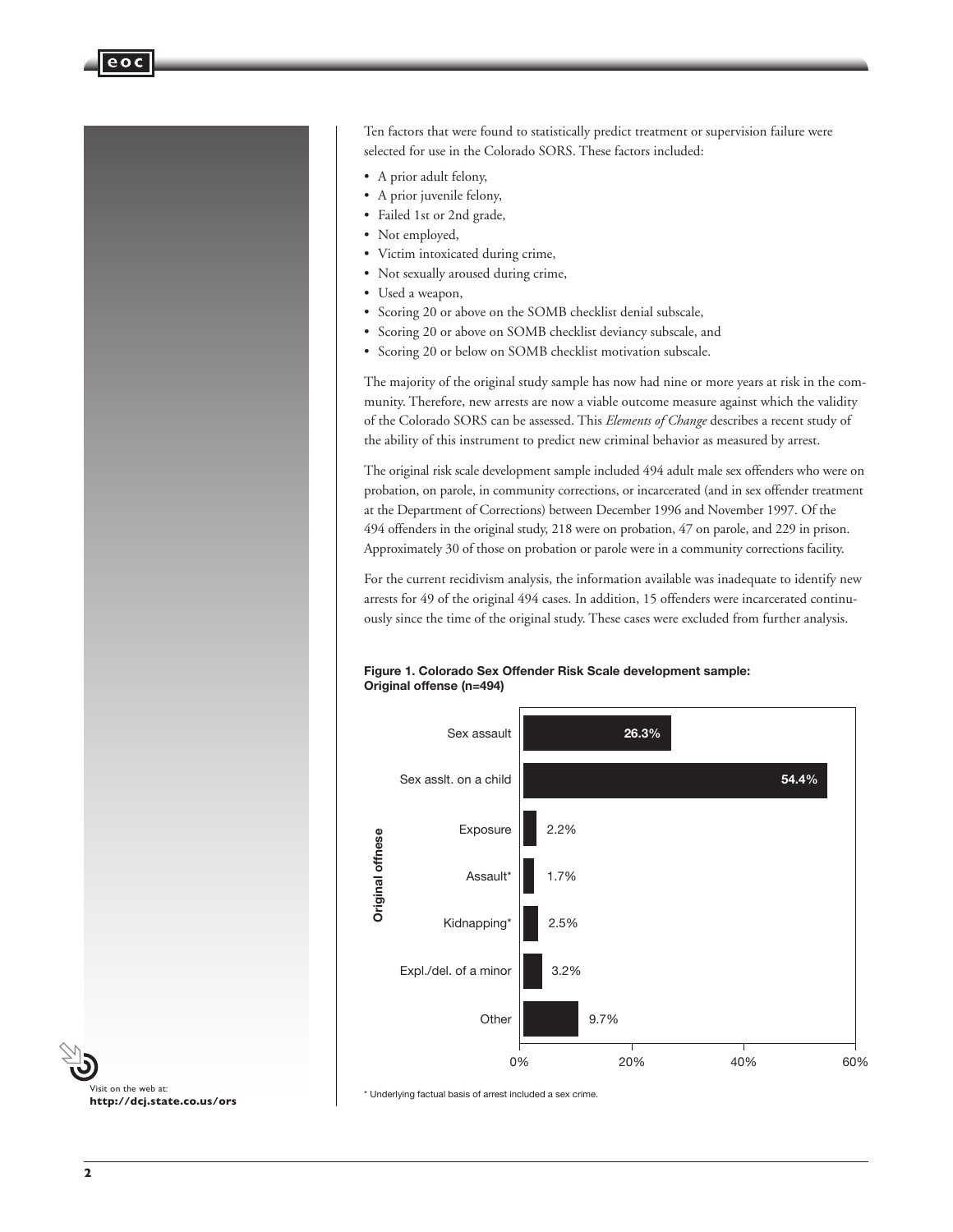Ten factors that were found to statistically predict treatment or supervision failure were selected for use in the Colorado SORS. These factors included:

- A prior adult felony,
- A prior juvenile felony,
- Failed 1st or 2nd grade,
- Not employed,
- Victim intoxicated during crime,
- Not sexually aroused during crime,
- Used a weapon,
- Scoring 20 or above on the SOMB checklist denial subscale,
- Scoring 20 or above on SOMB checklist deviancy subscale, and
- Scoring 20 or below on SOMB checklist motivation subscale.

The majority of the original study sample has now had nine or more years at risk in the community. Therefore, new arrests are now a viable outcome measure against which the validity of the Colorado SORS can be assessed. This *Elements of Change* describes a recent study of the ability of this instrument to predict new criminal behavior as measured by arrest.

The original risk scale development sample included 494 adult male sex offenders who were on probation, on parole, in community corrections, or incarcerated (and in sex offender treatment at the Department of Corrections) between December 1996 and November 1997. Of the 494 offenders in the original study, 218 were on probation, 47 on parole, and 229 in prison. Approximately 30 of those on probation or parole were in a community corrections facility.

For the current recidivism analysis, the information available was inadequate to identify new arrests for 49 of the original 494 cases. In addition, 15 offenders were incarcerated continuously since the time of the original study. These cases were excluded from further analysis.

**Figure 1. Colorado Sex Offender Risk Scale development sample: Original offense (n=494)**

| Original offnese | Percent |
|---|---|
| Sex assault | 26.3% |
| Sex asslt. on a child | 54.4% |
| Exposure | 2.2% |
| Assault* | 1.7% |
| Kidnapping* | 2.5% |
| Expl./del. of a minor | 3.2% |
| Other | 9.7% |

\* Underlying factual basis of arrest included a sex crime.

Visit on the web at:
**http://dcj.state.co.us/ors**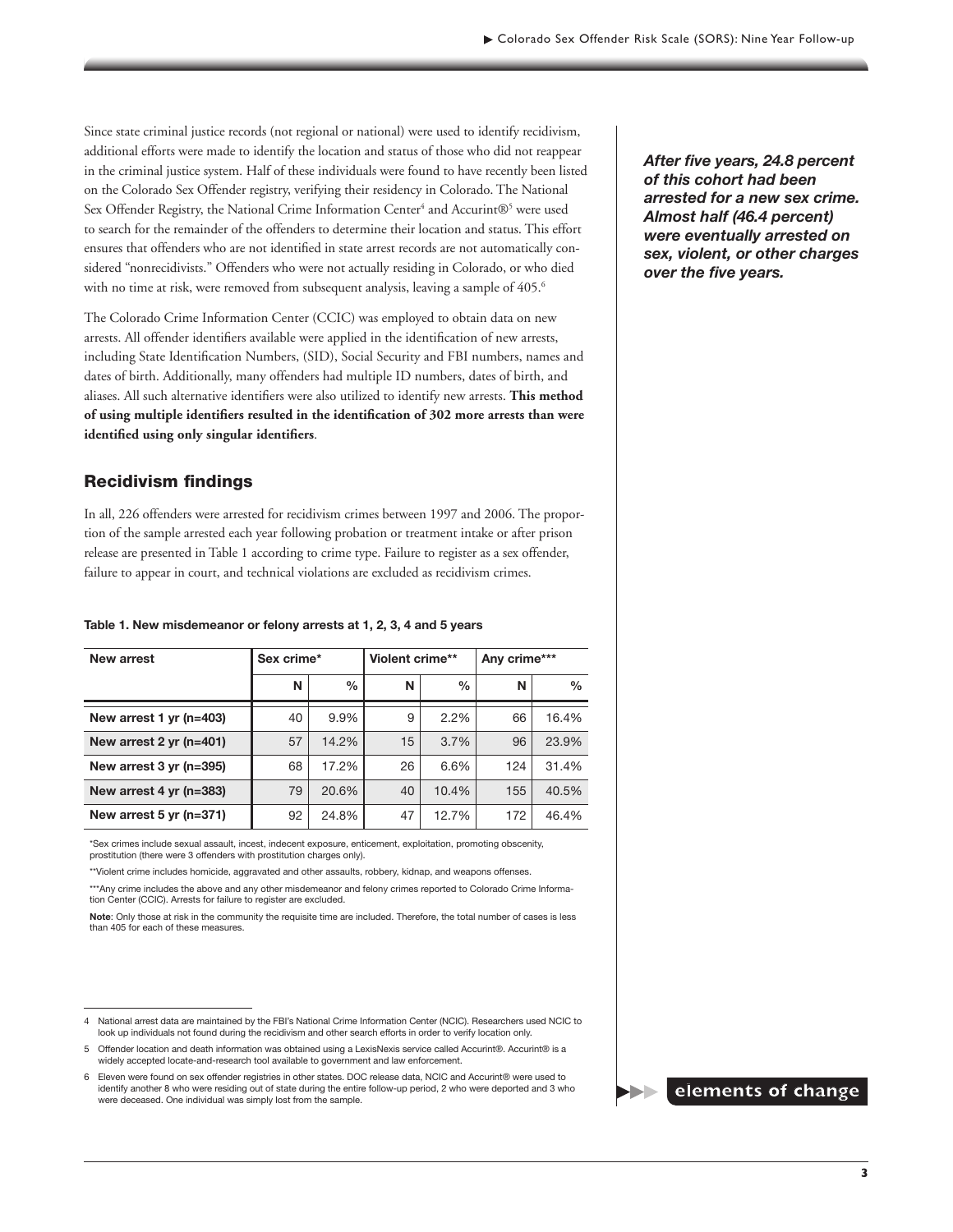Since state criminal justice records (not regional or national) were used to identify recidivism, additional efforts were made to identify the location and status of those who did not reappear in the criminal justice system. Half of these individuals were found to have recently been listed on the Colorado Sex Offender registry, verifying their residency in Colorado. The National Sex Offender Registry, the National Crime Information Center[4] and Accurint®[5] were used to search for the remainder of the offenders to determine their location and status. This effort ensures that offenders who are not identified in state arrest records are not automatically considered "nonrecidivists." Offenders who were not actually residing in Colorado, or who died with no time at risk, were removed from subsequent analysis, leaving a sample of 405.[6]

The Colorado Crime Information Center (CCIC) was employed to obtain data on new arrests. All offender identifiers available were applied in the identification of new arrests, including State Identification Numbers, (SID), Social Security and FBI numbers, names and dates of birth. Additionally, many offenders had multiple ID numbers, dates of birth, and aliases. All such alternative identifiers were also utilized to identify new arrests. **This method of using multiple identifiers resulted in the identification of 302 more arrests than were identified using only singular identifiers**.

***After five years, 24.8 percent of this cohort had been arrested for a new sex crime. Almost half (46.4 percent) were eventually arrested on sex, violent, or other charges over the five years.***

## Recidivism findings

In all, 226 offenders were arrested for recidivism crimes between 1997 and 2006. The proportion of the sample arrested each year following probation or treatment intake or after prison release are presented in Table 1 according to crime type. Failure to register as a sex offender, failure to appear in court, and technical violations are excluded as recidivism crimes.

**Table 1. New misdemeanor or felony arrests at 1, 2, 3, 4 and 5 years**

| New arrest | Sex crime* | | Violent crime** | | Any crime*** | |
|---|---|---|---|---|---|---|
| | N | % | N | % | N | % |
| New arrest 1 yr (n=403) | 40 | 9.9% | 9 | 2.2% | 66 | 16.4% |
| New arrest 2 yr (n=401) | 57 | 14.2% | 15 | 3.7% | 96 | 23.9% |
| New arrest 3 yr (n=395) | 68 | 17.2% | 26 | 6.6% | 124 | 31.4% |
| New arrest 4 yr (n=383) | 79 | 20.6% | 40 | 10.4% | 155 | 40.5% |
| New arrest 5 yr (n=371) | 92 | 24.8% | 47 | 12.7% | 172 | 46.4% |

*Sex crimes include sexual assault, incest, indecent exposure, enticement, exploitation, promoting obscenity, prostitution (there were 3 offenders with prostitution charges only).

**Violent crime includes homicide, aggravated and other assaults, robbery, kidnap, and weapons offenses.

***Any crime includes the above and any other misdemeanor and felony crimes reported to Colorado Crime Information Center (CCIC). Arrests for failure to register are excluded.

**Note**: Only those at risk in the community the requisite time are included. Therefore, the total number of cases is less than 405 for each of these measures.

4 National arrest data are maintained by the FBI's National Crime Information Center (NCIC). Researchers used NCIC to look up individuals not found during the recidivism and other search efforts in order to verify location only.

5 Offender location and death information was obtained using a LexisNexis service called Accurint®. Accurint® is a widely accepted locate-and-research tool available to government and law enforcement.

6 Eleven were found on sex offender registries in other states. DOC release data, NCIC and Accurint® were used to identify another 8 who were residing out of state during the entire follow-up period, 2 who were deported and 3 who were deceased. One individual was simply lost from the sample.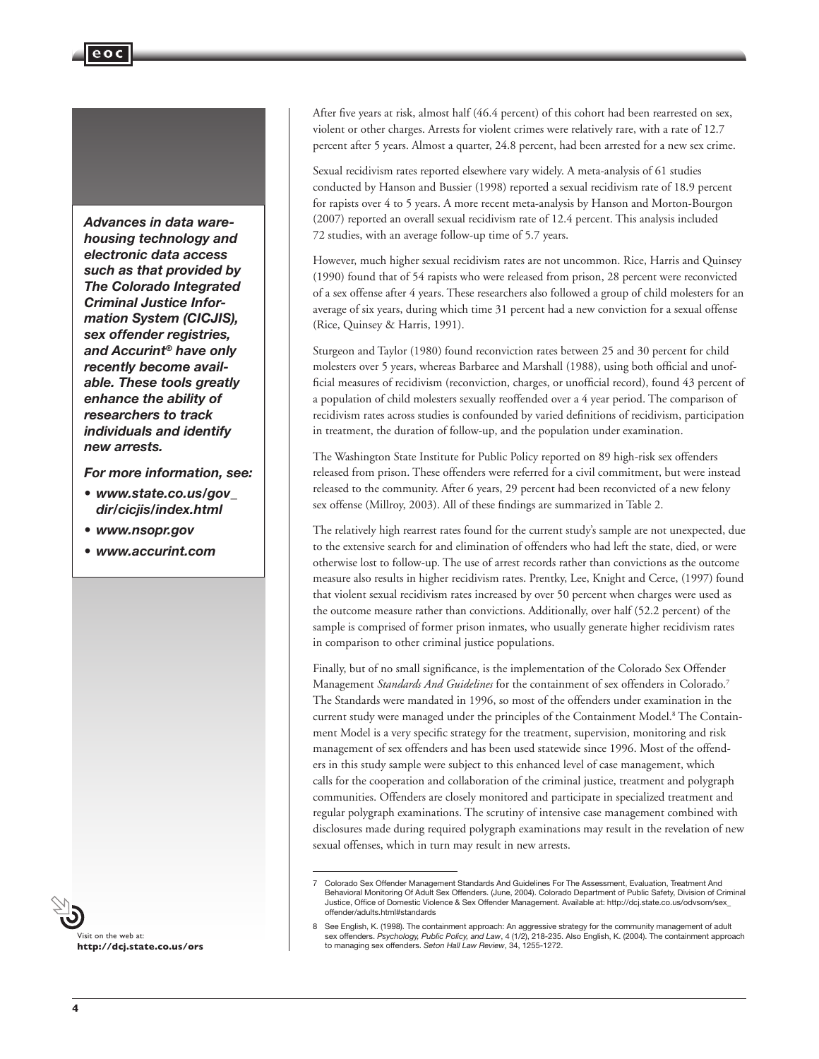*Advances in data warehousing technology and electronic data access such as that provided by The Colorado Integrated Criminal Justice Information System (CICJIS), sex offender registries, and Accurint® have only recently become available. These tools greatly enhance the ability of researchers to track individuals and identify new arrests.*

*For more information, see:*

- *www.state.co.us/gov_dir/cicjis/index.html*
- *www.nsopr.gov*
- *www.accurint.com*

After five years at risk, almost half (46.4 percent) of this cohort had been rearrested on sex, violent or other charges. Arrests for violent crimes were relatively rare, with a rate of 12.7 percent after 5 years. Almost a quarter, 24.8 percent, had been arrested for a new sex crime.

Sexual recidivism rates reported elsewhere vary widely. A meta-analysis of 61 studies conducted by Hanson and Bussier (1998) reported a sexual recidivism rate of 18.9 percent for rapists over 4 to 5 years. A more recent meta-analysis by Hanson and Morton-Bourgon (2007) reported an overall sexual recidivism rate of 12.4 percent. This analysis included 72 studies, with an average follow-up time of 5.7 years.

However, much higher sexual recidivism rates are not uncommon. Rice, Harris and Quinsey (1990) found that of 54 rapists who were released from prison, 28 percent were reconvicted of a sex offense after 4 years. These researchers also followed a group of child molesters for an average of six years, during which time 31 percent had a new conviction for a sexual offense (Rice, Quinsey & Harris, 1991).

Sturgeon and Taylor (1980) found reconviction rates between 25 and 30 percent for child molesters over 5 years, whereas Barbaree and Marshall (1988), using both official and unofficial measures of recidivism (reconviction, charges, or unofficial record), found 43 percent of a population of child molesters sexually reoffended over a 4 year period. The comparison of recidivism rates across studies is confounded by varied definitions of recidivism, participation in treatment, the duration of follow-up, and the population under examination.

The Washington State Institute for Public Policy reported on 89 high-risk sex offenders released from prison. These offenders were referred for a civil commitment, but were instead released to the community. After 6 years, 29 percent had been reconvicted of a new felony sex offense (Millroy, 2003). All of these findings are summarized in Table 2.

The relatively high rearrest rates found for the current study's sample are not unexpected, due to the extensive search for and elimination of offenders who had left the state, died, or were otherwise lost to follow-up. The use of arrest records rather than convictions as the outcome measure also results in higher recidivism rates. Prentky, Lee, Knight and Cerce, (1997) found that violent sexual recidivism rates increased by over 50 percent when charges were used as the outcome measure rather than convictions. Additionally, over half (52.2 percent) of the sample is comprised of former prison inmates, who usually generate higher recidivism rates in comparison to other criminal justice populations.

Finally, but of no small significance, is the implementation of the Colorado Sex Offender Management *Standards And Guidelines* for the containment of sex offenders in Colorado.[7] The Standards were mandated in 1996, so most of the offenders under examination in the current study were managed under the principles of the Containment Model.[8] The Containment Model is a very specific strategy for the treatment, supervision, monitoring and risk management of sex offenders and has been used statewide since 1996. Most of the offenders in this study sample were subject to this enhanced level of case management, which calls for the cooperation and collaboration of the criminal justice, treatment and polygraph communities. Offenders are closely monitored and participate in specialized treatment and regular polygraph examinations. The scrutiny of intensive case management combined with disclosures made during required polygraph examinations may result in the revelation of new sexual offenses, which in turn may result in new arrests.

---

7 Colorado Sex Offender Management Standards And Guidelines For The Assessment, Evaluation, Treatment And Behavioral Monitoring Of Adult Sex Offenders. (June, 2004). Colorado Department of Public Safety, Division of Criminal Justice, Office of Domestic Violence & Sex Offender Management. Available at: http://dcj.state.co.us/odvsom/sex_offender/adults.html#standards

8 See English, K. (1998). The containment approach: An aggressive strategy for the community management of adult sex offenders. *Psychology, Public Policy, and Law*, 4 (1/2), 218-235. Also English, K. (2004). The containment approach to managing sex offenders. *Seton Hall Law Review*, 34, 1255-1272.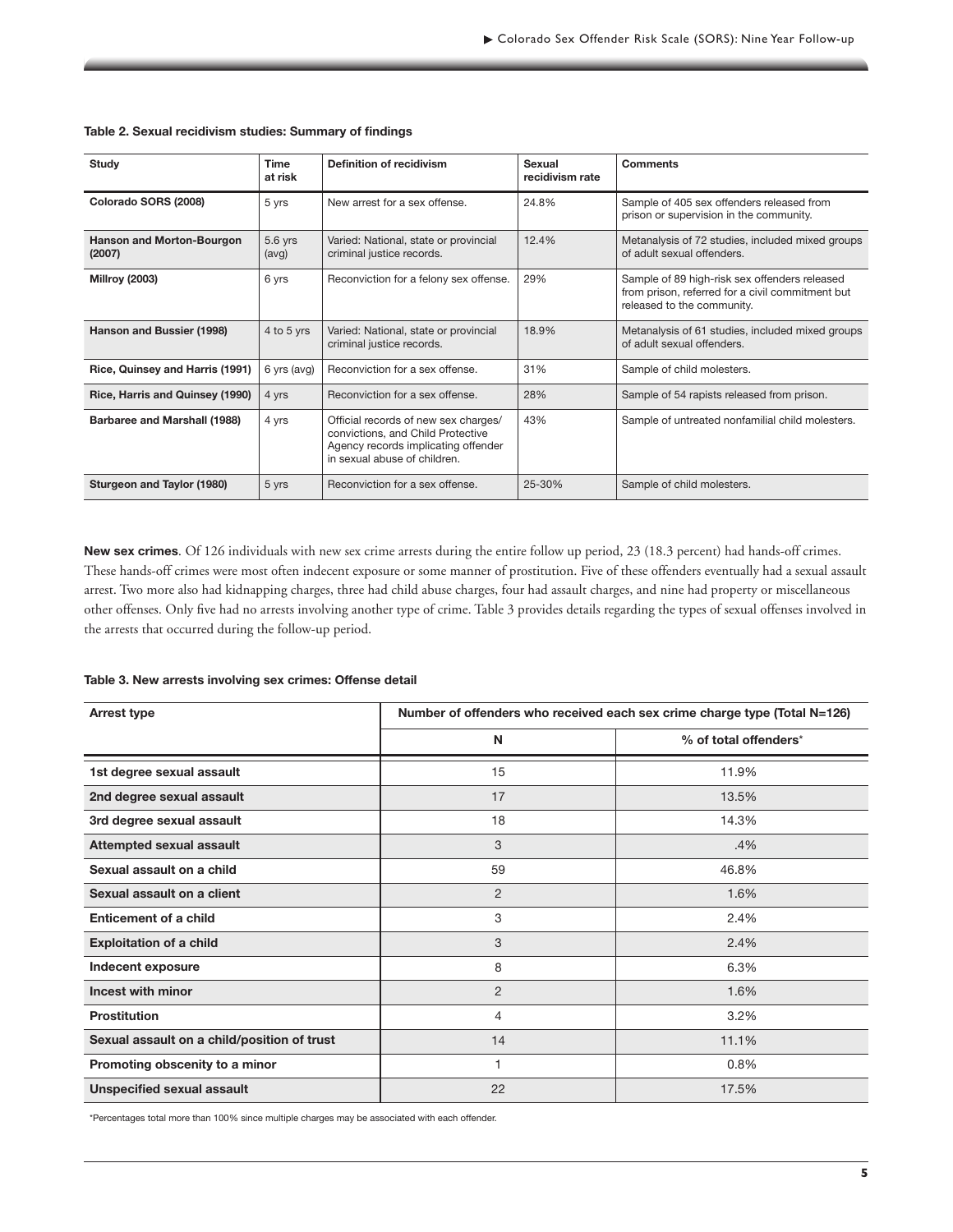**Table 2. Sexual recidivism studies: Summary of findings**

| Study | Time at risk | Definition of recidivism | Sexual recidivism rate | Comments |
|---|---|---|---|---|
| **Colorado SORS (2008)** | 5 yrs | New arrest for a sex offense. | 24.8% | Sample of 405 sex offenders released from prison or supervision in the community. |
| **Hanson and Morton-Bourgon (2007)** | 5.6 yrs (avg) | Varied: National, state or provincial criminal justice records. | 12.4% | Metanalysis of 72 studies, included mixed groups of adult sexual offenders. |
| **Millroy (2003)** | 6 yrs | Reconviction for a felony sex offense. | 29% | Sample of 89 high-risk sex offenders released from prison, referred for a civil commitment but released to the community. |
| **Hanson and Bussier (1998)** | 4 to 5 yrs | Varied: National, state or provincial criminal justice records. | 18.9% | Metanalysis of 61 studies, included mixed groups of adult sexual offenders. |
| **Rice, Quinsey and Harris (1991)** | 6 yrs (avg) | Reconviction for a sex offense. | 31% | Sample of child molesters. |
| **Rice, Harris and Quinsey (1990)** | 4 yrs | Reconviction for a sex offense. | 28% | Sample of 54 rapists released from prison. |
| **Barbaree and Marshall (1988)** | 4 yrs | Official records of new sex charges/ convictions, and Child Protective Agency records implicating offender in sexual abuse of children. | 43% | Sample of untreated nonfamilial child molesters. |
| **Sturgeon and Taylor (1980)** | 5 yrs | Reconviction for a sex offense. | 25-30% | Sample of child molesters. |

**New sex crimes**. Of 126 individuals with new sex crime arrests during the entire follow up period, 23 (18.3 percent) had hands-off crimes. These hands-off crimes were most often indecent exposure or some manner of prostitution. Five of these offenders eventually had a sexual assault arrest. Two more also had kidnapping charges, three had child abuse charges, four had assault charges, and nine had property or miscellaneous other offenses. Only five had no arrests involving another type of crime. Table 3 provides details regarding the types of sexual offenses involved in the arrests that occurred during the follow-up period.

**Table 3. New arrests involving sex crimes: Offense detail**

| Arrest type | Number of offenders who received each sex crime charge type (Total N=126) | |
|---|---|---|
| | N | % of total offenders* |
| **1st degree sexual assault** | 15 | 11.9% |
| **2nd degree sexual assault** | 17 | 13.5% |
| **3rd degree sexual assault** | 18 | 14.3% |
| **Attempted sexual assault** | 3 | .4% |
| **Sexual assault on a child** | 59 | 46.8% |
| **Sexual assault on a client** | 2 | 1.6% |
| **Enticement of a child** | 3 | 2.4% |
| **Exploitation of a child** | 3 | 2.4% |
| **Indecent exposure** | 8 | 6.3% |
| **Incest with minor** | 2 | 1.6% |
| **Prostitution** | 4 | 3.2% |
| **Sexual assault on a child/position of trust** | 14 | 11.1% |
| **Promoting obscenity to a minor** | 1 | 0.8% |
| **Unspecified sexual assault** | 22 | 17.5% |

*Percentages total more than 100% since multiple charges may be associated with each offender.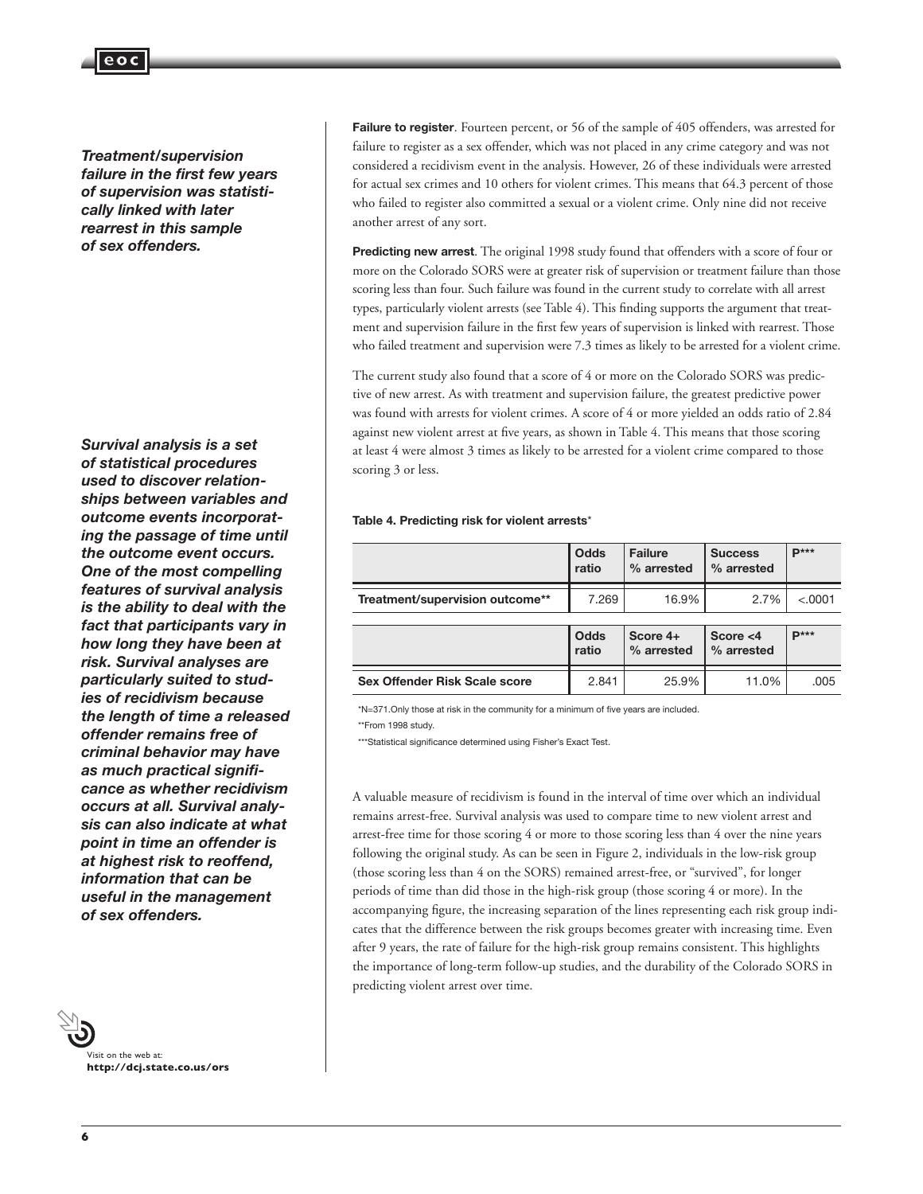*Treatment/supervision failure in the first few years of supervision was statistically linked with later rearrest in this sample of sex offenders.*

**Failure to register**. Fourteen percent, or 56 of the sample of 405 offenders, was arrested for failure to register as a sex offender, which was not placed in any crime category and was not considered a recidivism event in the analysis. However, 26 of these individuals were arrested for actual sex crimes and 10 others for violent crimes. This means that 64.3 percent of those who failed to register also committed a sexual or a violent crime. Only nine did not receive another arrest of any sort.

**Predicting new arrest**. The original 1998 study found that offenders with a score of four or more on the Colorado SORS were at greater risk of supervision or treatment failure than those scoring less than four. Such failure was found in the current study to correlate with all arrest types, particularly violent arrests (see Table 4). This finding supports the argument that treatment and supervision failure in the first few years of supervision is linked with rearrest. Those who failed treatment and supervision were 7.3 times as likely to be arrested for a violent crime.

The current study also found that a score of 4 or more on the Colorado SORS was predictive of new arrest. As with treatment and supervision failure, the greatest predictive power was found with arrests for violent crimes. A score of 4 or more yielded an odds ratio of 2.84 against new violent arrest at five years, as shown in Table 4. This means that those scoring at least 4 were almost 3 times as likely to be arrested for a violent crime compared to those scoring 3 or less.

*Survival analysis is a set of statistical procedures used to discover relationships between variables and outcome events incorporating the passage of time until the outcome event occurs. One of the most compelling features of survival analysis is the ability to deal with the fact that participants vary in how long they have been at risk. Survival analyses are particularly suited to studies of recidivism because the length of time a released offender remains free of criminal behavior may have as much practical significance as whether recidivism occurs at all. Survival analysis can also indicate at what point in time an offender is at highest risk to reoffend, information that can be useful in the management of sex offenders.*

**Table 4. Predicting risk for violent arrests***

| | Odds ratio | Failure % arrested | Success % arrested | P*** |
|---|---|---|---|---|
| Treatment/supervision outcome** | 7.269 | 16.9% | 2.7% | <.0001 |
| | **Odds ratio** | **Score 4+ % arrested** | **Score <4 % arrested** | **P*** ** |
| Sex Offender Risk Scale score | 2.841 | 25.9% | 11.0% | .005 |

*N=371. Only those at risk in the community for a minimum of five years are included.

**From 1998 study.

***Statistical significance determined using Fisher's Exact Test.

A valuable measure of recidivism is found in the interval of time over which an individual remains arrest-free. Survival analysis was used to compare time to new violent arrest and arrest-free time for those scoring 4 or more to those scoring less than 4 over the nine years following the original study. As can be seen in Figure 2, individuals in the low-risk group (those scoring less than 4 on the SORS) remained arrest-free, or "survived", for longer periods of time than did those in the high-risk group (those scoring 4 or more). In the accompanying figure, the increasing separation of the lines representing each risk group indicates that the difference between the risk groups becomes greater with increasing time. Even after 9 years, the rate of failure for the high-risk group remains consistent. This highlights the importance of long-term follow-up studies, and the durability of the Colorado SORS in predicting violent arrest over time.

Visit on the web at:
**http://dcj.state.co.us/ors**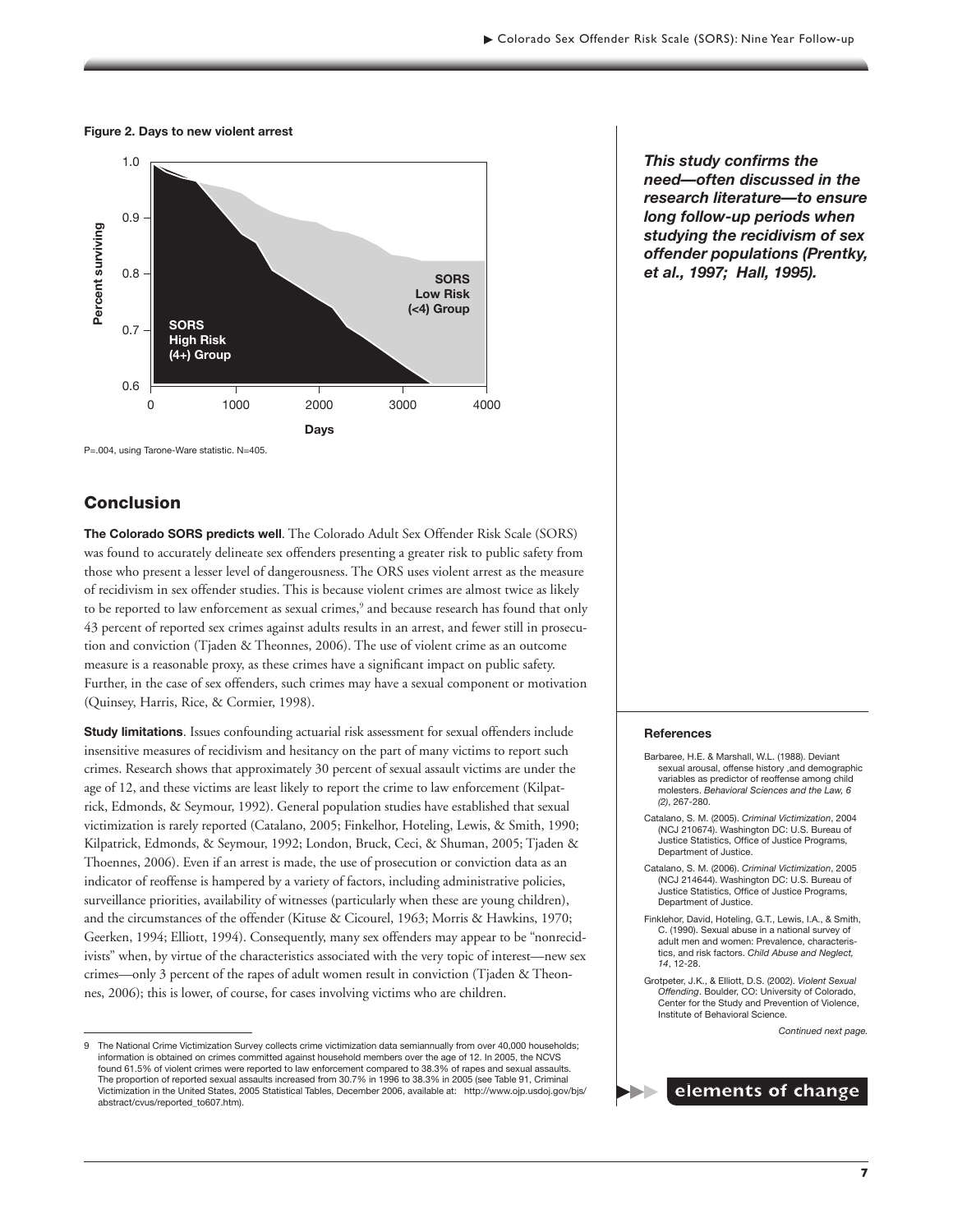**Figure 2. Days to new violent arrest**

P=.004, using Tarone-Ware statistic. N=405.

***This study confirms the need—often discussed in the research literature—to ensure long follow-up periods when studying the recidivism of sex offender populations (Prentky, et al., 1997; Hall, 1995).***

## Conclusion

**The Colorado SORS predicts well**. The Colorado Adult Sex Offender Risk Scale (SORS) was found to accurately delineate sex offenders presenting a greater risk to public safety from those who present a lesser level of dangerousness. The ORS uses violent arrest as the measure of recidivism in sex offender studies. This is because violent crimes are almost twice as likely to be reported to law enforcement as sexual crimes,[9] and because research has found that only 43 percent of reported sex crimes against adults results in an arrest, and fewer still in prosecution and conviction (Tjaden & Theonnes, 2006). The use of violent crime as an outcome measure is a reasonable proxy, as these crimes have a significant impact on public safety. Further, in the case of sex offenders, such crimes may have a sexual component or motivation (Quinsey, Harris, Rice, & Cormier, 1998).

**Study limitations**. Issues confounding actuarial risk assessment for sexual offenders include insensitive measures of recidivism and hesitancy on the part of many victims to report such crimes. Research shows that approximately 30 percent of sexual assault victims are under the age of 12, and these victims are least likely to report the crime to law enforcement (Kilpatrick, Edmonds, & Seymour, 1992). General population studies have established that sexual victimization is rarely reported (Catalano, 2005; Finkelhor, Hoteling, Lewis, & Smith, 1990; Kilpatrick, Edmonds, & Seymour, 1992; London, Bruck, Ceci, & Shuman, 2005; Tjaden & Thoennes, 2006). Even if an arrest is made, the use of prosecution or conviction data as an indicator of reoffense is hampered by a variety of factors, including administrative policies, surveillance priorities, availability of witnesses (particularly when these are young children), and the circumstances of the offender (Kituse & Cicourel, 1963; Morris & Hawkins, 1970; Geerken, 1994; Elliott, 1994). Consequently, many sex offenders may appear to be "nonrecidivists" when, by virtue of the characteristics associated with the very topic of interest—new sex crimes—only 3 percent of the rapes of adult women result in conviction (Tjaden & Theonnes, 2006); this is lower, of course, for cases involving victims who are children.

9 The National Crime Victimization Survey collects crime victimization data semiannually from over 40,000 households; information is obtained on crimes committed against household members over the age of 12. In 2005, the NCVS found 61.5% of violent crimes were reported to law enforcement compared to 38.3% of rapes and sexual assaults. The proportion of reported sexual assaults increased from 30.7% in 1996 to 38.3% in 2005 (see Table 91, Criminal Victimization in the United States, 2005 Statistical Tables, December 2006, available at: http://www.ojp.usdoj.gov/bjs/abstract/cvus/reported_to607.htm).

### References

- Barbaree, H.E. & Marshall, W.L. (1988). Deviant sexual arousal, offense history ,and demographic variables as predictor of reoffense among child molesters. *Behavioral Sciences and the Law, 6 (2)*, 267-280.
- Catalano, S. M. (2005). *Criminal Victimization*, 2004 (NCJ 210674). Washington DC: U.S. Bureau of Justice Statistics, Office of Justice Programs, Department of Justice.
- Catalano, S. M. (2006). *Criminal Victimization*, 2005 (NCJ 214644). Washington DC: U.S. Bureau of Justice Statistics, Office of Justice Programs, Department of Justice.
- Finklehor, David, Hoteling, G.T., Lewis, I.A., & Smith, C. (1990). Sexual abuse in a national survey of adult men and women: Prevalence, characteristics, and risk factors. *Child Abuse and Neglect, 14*, 12-28.
- Grotpeter, J.K., & Elliott, D.S. (2002). *Violent Sexual Offending*. Boulder, CO: University of Colorado, Center for the Study and Prevention of Violence, Institute of Behavioral Science.

*Continued next page.*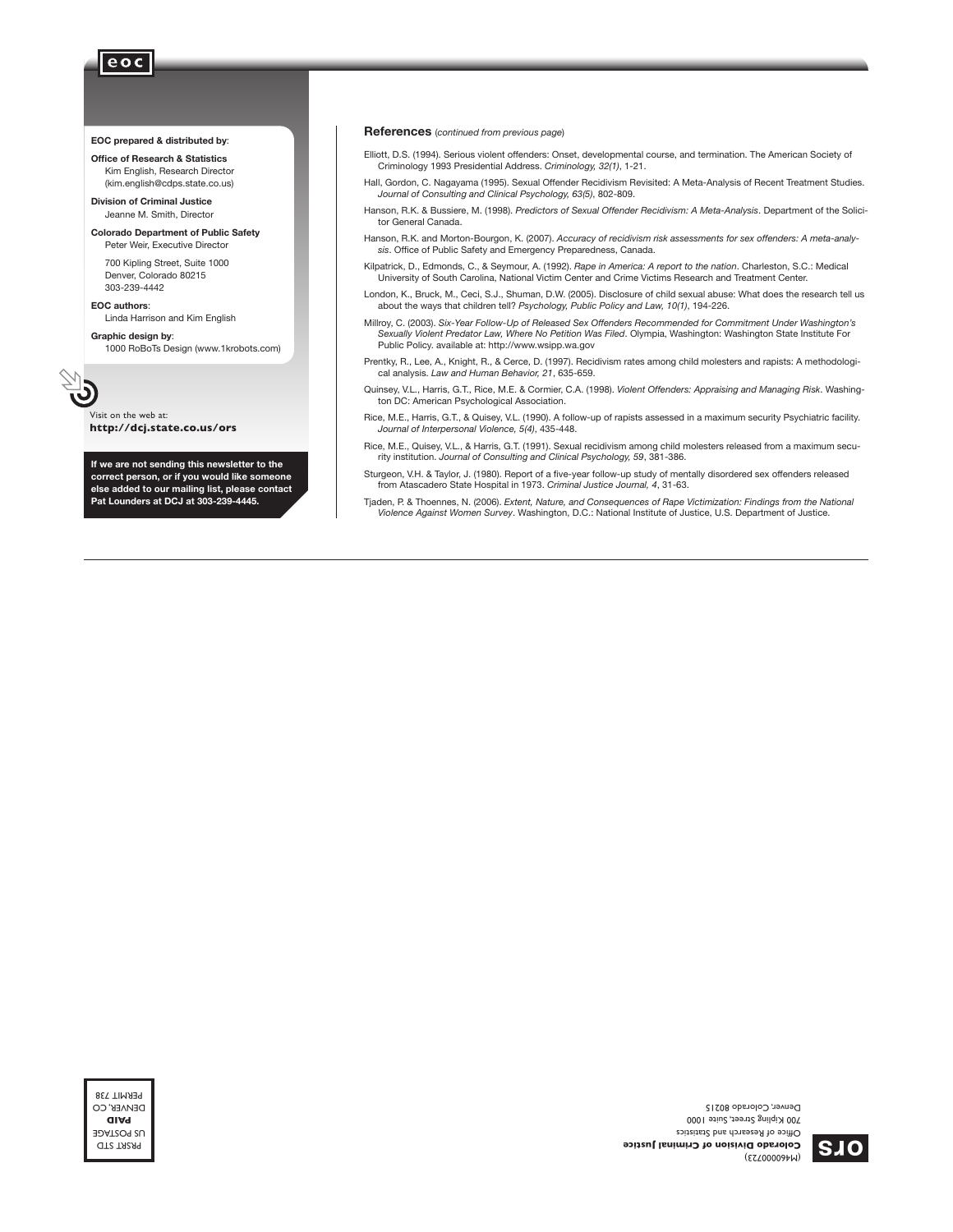**EOC prepared & distributed by**:

**Office of Research & Statistics**
Kim English, Research Director
(kim.english@cdps.state.co.us)

**Division of Criminal Justice**
Jeanne M. Smith, Director

**Colorado Department of Public Safety**
Peter Weir, Executive Director

700 Kipling Street, Suite 1000
Denver, Colorado 80215
303-239-4442

**EOC authors**:
Linda Harrison and Kim English

**Graphic design by**:
1000 RoBoTs Design (www.1krobots.com)

Visit on the web at:
**http://dcj.state.co.us/ors**

**If we are not sending this newsletter to the correct person, or if you would like someone else added to our mailing list, please contact Pat Lounders at DCJ at 303-239-4445.**

## References *(continued from previous page)*

Elliott, D.S. (1994). Serious violent offenders: Onset, developmental course, and termination. The American Society of Criminology 1993 Presidential Address. *Criminology, 32(1)*, 1-21.

Hall, Gordon, C. Nagayama (1995). Sexual Offender Recidivism Revisited: A Meta-Analysis of Recent Treatment Studies. *Journal of Consulting and Clinical Psychology, 63(5)*, 802-809.

Hanson, R.K. & Bussiere, M. (1998). *Predictors of Sexual Offender Recidivism: A Meta-Analysis*. Department of the Solicitor General Canada.

Hanson, R.K. and Morton-Bourgon, K. (2007). *Accuracy of recidivism risk assessments for sex offenders: A meta-analysis*. Office of Public Safety and Emergency Preparedness, Canada.

Kilpatrick, D., Edmonds, C., & Seymour, A. (1992). *Rape in America: A report to the nation*. Charleston, S.C.: Medical University of South Carolina, National Victim Center and Crime Victims Research and Treatment Center.

London, K., Bruck, M., Ceci, S.J., Shuman, D.W. (2005). Disclosure of child sexual abuse: What does the research tell us about the ways that children tell? *Psychology, Public Policy and Law, 10(1)*, 194-226.

Millroy, C. (2003). *Six-Year Follow-Up of Released Sex Offenders Recommended for Commitment Under Washington's Sexually Violent Predator Law, Where No Petition Was Filed*. Olympia, Washington: Washington State Institute For Public Policy. available at: http://www.wsipp.wa.gov

Prentky, R., Lee, A., Knight, R., & Cerce, D. (1997). Recidivism rates among child molesters and rapists: A methodological analysis. *Law and Human Behavior, 21*, 635-659.

Quinsey, V.L., Harris, G.T., Rice, M.E. & Cormier, C.A. (1998). *Violent Offenders: Appraising and Managing Risk*. Washington DC: American Psychological Association.

Rice, M.E., Harris, G.T., & Quisey, V.L. (1990). A follow-up of rapists assessed in a maximum security Psychiatric facility. *Journal of Interpersonal Violence, 5(4)*, 435-448.

Rice, M.E., Quisey, V.L., & Harris, G.T. (1991). Sexual recidivism among child molesters released from a maximum security institution. *Journal of Consulting and Clinical Psychology, 59*, 381-386.

Sturgeon, V.H. & Taylor, J. (1980). Report of a five-year follow-up study of mentally disordered sex offenders released from Atascadero State Hospital in 1973. *Criminal Justice Journal, 4*, 31-63.

Tjaden, P. & Thoennes, N. (2006). *Extent, Nature, and Consequences of Rape Victimization: Findings from the National Violence Against Women Survey*. Washington, D.C.: National Institute of Justice, U.S. Department of Justice.

ors
(M46000723)
**Colorado Division of Criminal Justice**
Office of Research and Statistics
700 Kipling Street, Suite 1000
Denver, Colorado 80215

PRSRT STD
US POSTAGE
**PAID**
DENVER, CO
PERMIT 738